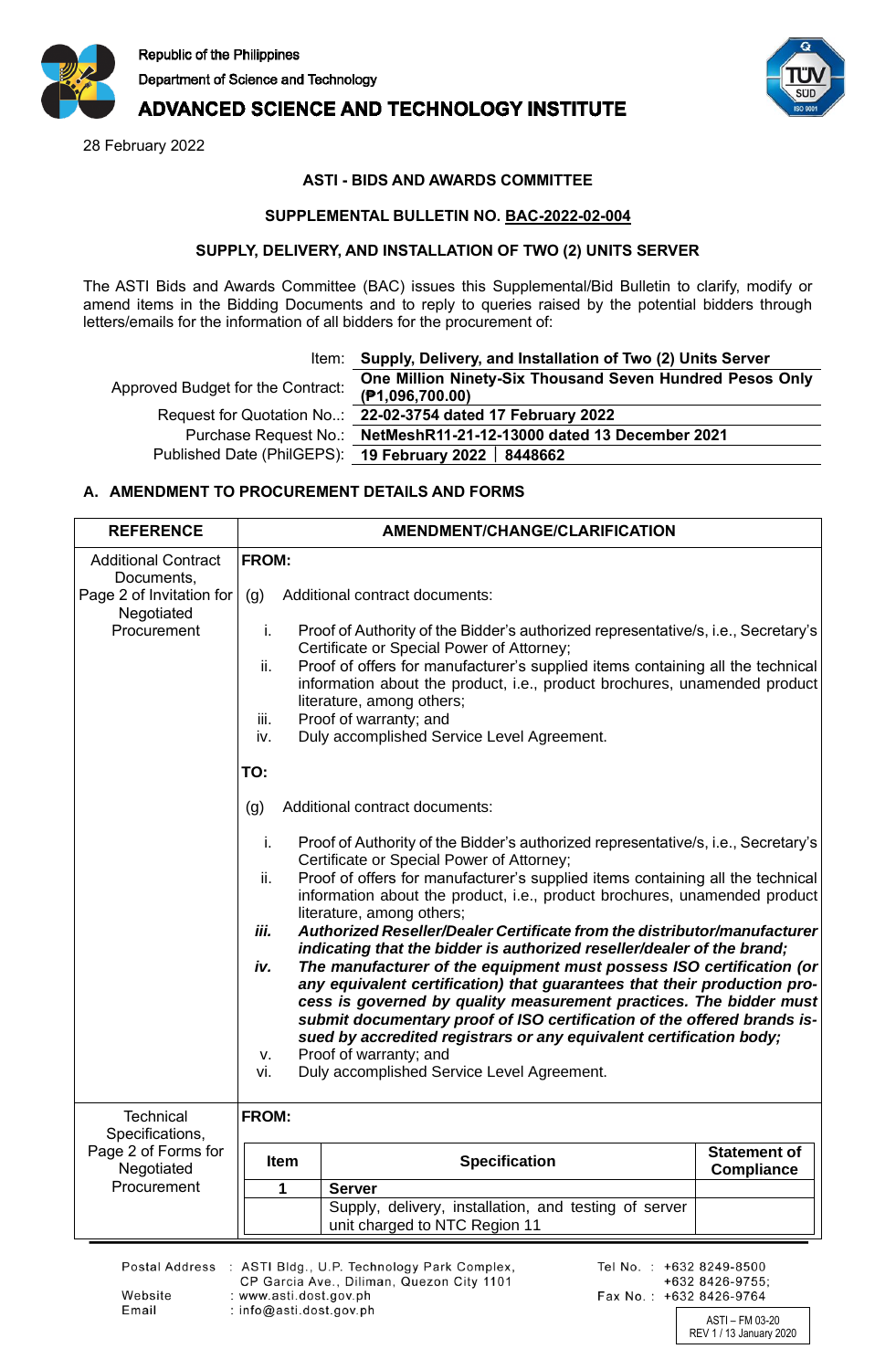Republic of the Philippines
Department of Science and Technology
**ADVANCED SCIENCE AND TECHNOLOGY INSTITUTE**

28 February 2022

**ASTI - BIDS AND AWARDS COMMITTEE**

**SUPPLEMENTAL BULLETIN NO. BAC-2022-02-004**

**SUPPLY, DELIVERY, AND INSTALLATION OF TWO (2) UNITS SERVER**

The ASTI Bids and Awards Committee (BAC) issues this Supplemental/Bid Bulletin to clarify, modify or amend items in the Bidding Documents and to reply to queries raised by the potential bidders through letters/emails for the information of all bidders for the procurement of:

| | |
|---|---|
| Item: | **Supply, Delivery, and Installation of Two (2) Units Server** |
| Approved Budget for the Contract: | **One Million Ninety-Six Thousand Seven Hundred Pesos Only (₱1,096,700.00)** |
| Request for Quotation No..: | **22-02-3754 dated 17 February 2022** |
| Purchase Request No.: | **NetMeshR11-21-12-13000 dated 13 December 2021** |
| Published Date (PhilGEPS): | **19 February 2022 \| 8448662** |

**A. AMENDMENT TO PROCUREMENT DETAILS AND FORMS**

<table>
<tr><th>REFERENCE</th><th>AMENDMENT/CHANGE/CLARIFICATION</th></tr>
<tr><td>Additional Contract Documents, Page 2 of Invitation for Negotiated Procurement</td><td>
<b>FROM:</b><br><br>
(g) Additional contract documents:<br><br>
i. Proof of Authority of the Bidder's authorized representative/s, i.e., Secretary's Certificate or Special Power of Attorney;<br>
ii. Proof of offers for manufacturer's supplied items containing all the technical information about the product, i.e., product brochures, unamended product literature, among others;<br>
iii. Proof of warranty; and<br>
iv. Duly accomplished Service Level Agreement.<br><br>
<b>TO:</b><br><br>
(g) Additional contract documents:<br><br>
i. Proof of Authority of the Bidder's authorized representative/s, i.e., Secretary's Certificate or Special Power of Attorney;<br>
ii. Proof of offers for manufacturer's supplied items containing all the technical information about the product, i.e., product brochures, unamended product literature, among others;<br>
<b><i>iii. Authorized Reseller/Dealer Certificate from the distributor/manufacturer indicating that the bidder is authorized reseller/dealer of the brand;</i></b><br>
<b><i>iv. The manufacturer of the equipment must possess ISO certification (or any equivalent certification) that guarantees that their production process is governed by quality measurement practices. The bidder must submit documentary proof of ISO certification of the offered brands issued by accredited registrars or any equivalent certification body;</i></b><br>
v. Proof of warranty; and<br>
vi. Duly accomplished Service Level Agreement.
</td></tr>
<tr><td>Technical Specifications, Page 2 of Forms for Negotiated Procurement</td><td>
<b>FROM:</b><br><br>
<table>
<tr><th>Item</th><th>Specification</th><th>Statement of Compliance</th></tr>
<tr><td><b>1</b></td><td><b>Server</b></td><td></td></tr>
<tr><td></td><td>Supply, delivery, installation, and testing of server unit charged to NTC Region 11</td><td></td></tr>
</table>
</td></tr>
</table>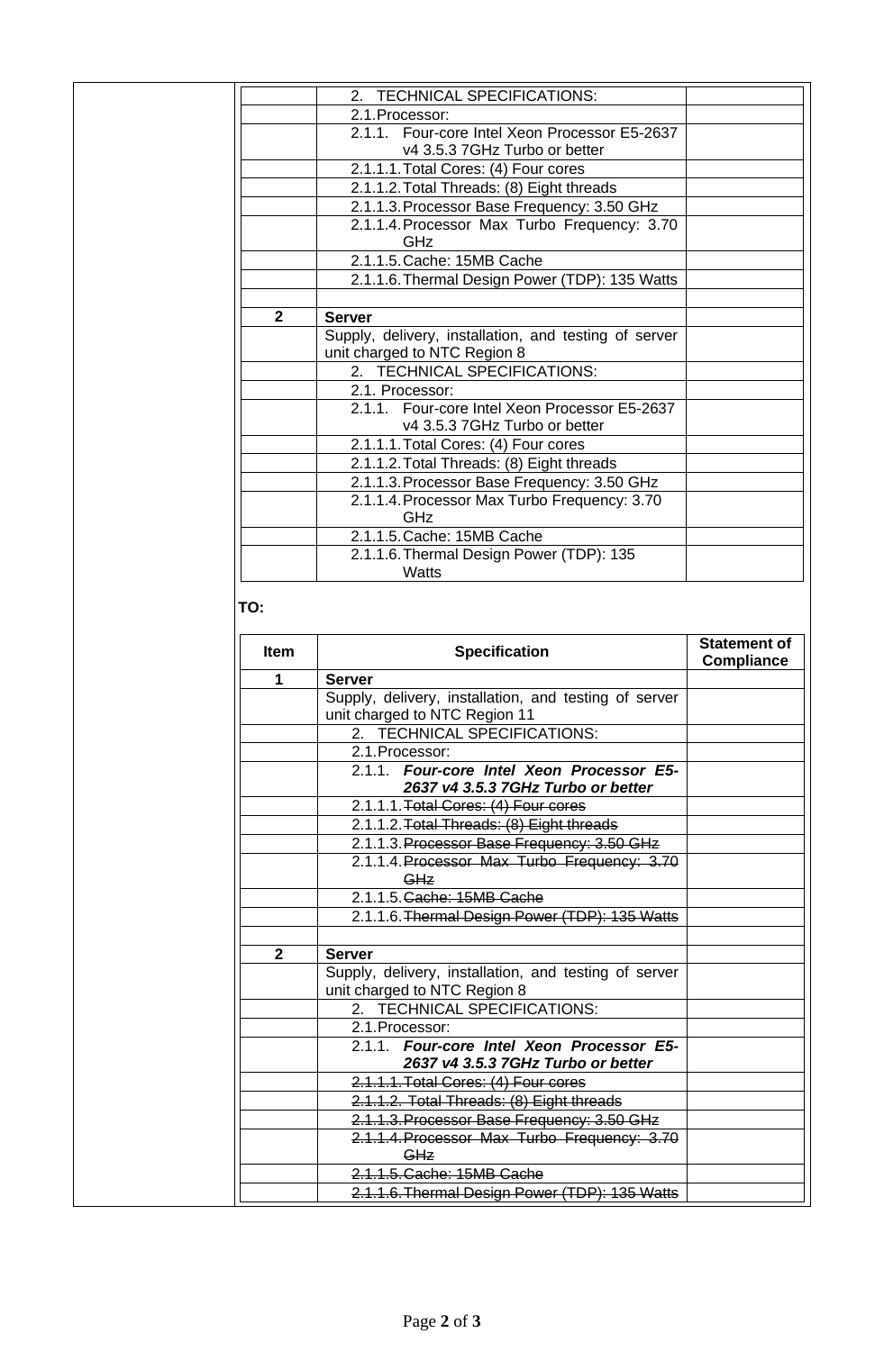| | | |
|---|---|---|
| | 2. TECHNICAL SPECIFICATIONS: | |
| | 2.1.Processor: | |
| | 2.1.1. Four-core Intel Xeon Processor E5-2637 v4 3.5.3 7GHz Turbo or better | |
| | 2.1.1.1.Total Cores: (4) Four cores | |
| | 2.1.1.2.Total Threads: (8) Eight threads | |
| | 2.1.1.3.Processor Base Frequency: 3.50 GHz | |
| | 2.1.1.4.Processor Max Turbo Frequency: 3.70 GHz | |
| | 2.1.1.5.Cache: 15MB Cache | |
| | 2.1.1.6.Thermal Design Power (TDP): 135 Watts | |
| | | |
| **2** | **Server** | |
| | Supply, delivery, installation, and testing of server unit charged to NTC Region 8 | |
| | 2. TECHNICAL SPECIFICATIONS: | |
| | 2.1. Processor: | |
| | 2.1.1. Four-core Intel Xeon Processor E5-2637 v4 3.5.3 7GHz Turbo or better | |
| | 2.1.1.1.Total Cores: (4) Four cores | |
| | 2.1.1.2.Total Threads: (8) Eight threads | |
| | 2.1.1.3.Processor Base Frequency: 3.50 GHz | |
| | 2.1.1.4.Processor Max Turbo Frequency: 3.70 GHz | |
| | 2.1.1.5.Cache: 15MB Cache | |
| | 2.1.1.6.Thermal Design Power (TDP): 135 Watts | |

**TO:**

| Item | Specification | Statement of Compliance |
|---|---|---|
| **1** | **Server** | |
| | Supply, delivery, installation, and testing of server unit charged to NTC Region 11 | |
| | 2. TECHNICAL SPECIFICATIONS: | |
| | 2.1.Processor: | |
| | 2.1.1. ***Four-core Intel Xeon Processor E5-2637 v4 3.5.3 7GHz Turbo or better*** | |
| | 2.1.1.1.~~Total Cores: (4) Four cores~~ | |
| | 2.1.1.2.~~Total Threads: (8) Eight threads~~ | |
| | 2.1.1.3.~~Processor Base Frequency: 3.50 GHz~~ | |
| | 2.1.1.4.~~Processor Max Turbo Frequency: 3.70 GHz~~ | |
| | 2.1.1.5.~~Cache: 15MB Cache~~ | |
| | 2.1.1.6.~~Thermal Design Power (TDP): 135 Watts~~ | |
| | | |
| **2** | **Server** | |
| | Supply, delivery, installation, and testing of server unit charged to NTC Region 8 | |
| | 2. TECHNICAL SPECIFICATIONS: | |
| | 2.1.Processor: | |
| | 2.1.1. ***Four-core Intel Xeon Processor E5-2637 v4 3.5.3 7GHz Turbo or better*** | |
| | ~~2.1.1.1.Total Cores: (4) Four cores~~ | |
| | ~~2.1.1.2. Total Threads: (8) Eight threads~~ | |
| | ~~2.1.1.3.Processor Base Frequency: 3.50 GHz~~ | |
| | ~~2.1.1.4.Processor Max Turbo Frequency: 3.70 GHz~~ | |
| | ~~2.1.1.5.Cache: 15MB Cache~~ | |
| | ~~2.1.1.6.Thermal Design Power (TDP): 135 Watts~~ | |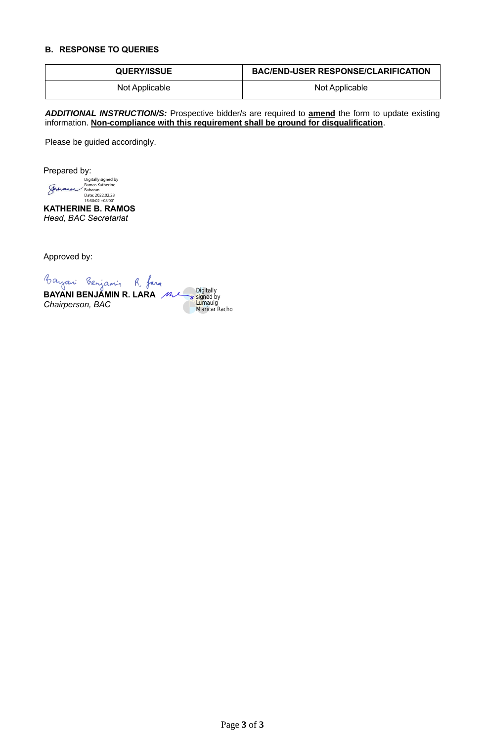### B. RESPONSE TO QUERIES

| QUERY/ISSUE | BAC/END-USER RESPONSE/CLARIFICATION |
| --- | --- |
| Not Applicable | Not Applicable |

***ADDITIONAL INSTRUCTION/S:*** Prospective bidder/s are required to **amend** the form to update existing information. **Non-compliance with this requirement shall be ground for disqualification**.

Please be guided accordingly.

Prepared by:

Digitally signed by Ramos Katherine Babaran
Date: 2022.02.28 15:50:02 +08'00'

**KATHERINE B. RAMOS**
*Head, BAC Secretariat*

Approved by:

**BAYANI BENJAMIN R. LARA**
*Chairperson, BAC*

Digitally signed by Lumauig Maricar Racho